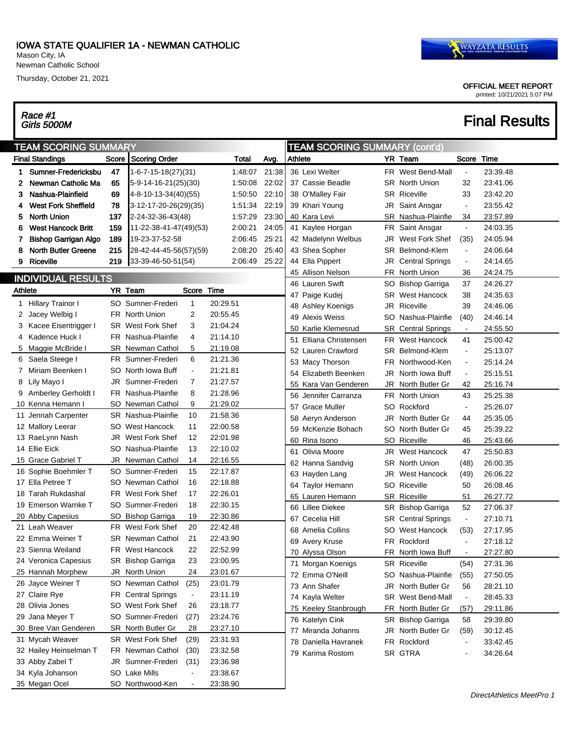# IOWA STATE QUALIFIER 1A - NEWMAN CATHOLIC

Mason City, IA
Newman Catholic School
Thursday, October 21, 2021

WAYZATA RESULTS

OFFICIAL MEET REPORT
printed: 10/21/2021 5:07 PM

## Race #1 Girls 5000M

## Final Results

### TEAM SCORING SUMMARY

| Final Standings | | Score | Scoring Order | Total | Avg. |
|---|---|---|---|---|---|
| 1 | Sumner-Fredericksbu | 47 | 1-6-7-15-18(27)(31) | 1:48:07 | 21:38 |
| 2 | Newman Catholic Ma | 65 | 5-9-14-16-21(25)(30) | 1:50:08 | 22:02 |
| 3 | Nashua-Plainfield | 69 | 4-8-10-13-34(40)(55) | 1:50:50 | 22:10 |
| 4 | West Fork Sheffield | 78 | 3-12-17-20-26(29)(35) | 1:51:34 | 22:19 |
| 5 | North Union | 137 | 2-24-32-36-43(48) | 1:57:29 | 23:30 |
| 6 | West Hancock Britt | 159 | 11-22-38-41-47(49)(53) | 2:00:21 | 24:05 |
| 7 | Bishop Garrigan Algo | 189 | 19-23-37-52-58 | 2:06:45 | 25:21 |
| 8 | North Butler Greene | 215 | 28-42-44-45-56(57)(59) | 2:08:20 | 25:40 |
| 9 | Riceville | 219 | 33-39-46-50-51(54) | 2:06:49 | 25:22 |

### INDIVIDUAL RESULTS

| | Athlete | YR | Team | Score | Time |
|---|---|---|---|---|---|
| 1 | Hillary Trainor I | SO | Sumner-Frederi | 1 | 20:29.51 |
| 2 | Jacey Welbig I | FR | North Union | 2 | 20:55.45 |
| 3 | Kacee Eisentrigger I | SR | West Fork Shef | 3 | 21:04.24 |
| 4 | Kadence Huck I | FR | Nashua-Plainfie | 4 | 21:14.10 |
| 5 | Maggie McBride I | SR | Newman Cathol | 5 | 21:19.08 |
| 6 | Saela Steege I | FR | Sumner-Frederi | 6 | 21:21.36 |
| 7 | Miriam Beenken I | SO | North Iowa Buff | - | 21:21.81 |
| 8 | Lily Mayo I | JR | Sumner-Frederi | 7 | 21:27.57 |
| 9 | Amberley Gerholdt I | FR | Nashua-Plainfie | 8 | 21:28.96 |
| 10 | Kenna Hemann I | SO | Newman Cathol | 9 | 21:29.02 |
| 11 | Jennah Carpenter | SR | Nashua-Plainfie | 10 | 21:58.36 |
| 12 | Mallory Leerar | SO | West Hancock | 11 | 22:00.58 |
| 13 | RaeLynn Nash | JR | West Fork Shef | 12 | 22:01.98 |
| 14 | Ellie Eick | SO | Nashua-Plainfie | 13 | 22:10.02 |
| 15 | Grace Gabriel T | JR | Newman Cathol | 14 | 22:16.55 |
| 16 | Sophie Boehmler T | SO | Sumner-Frederi | 15 | 22:17.87 |
| 17 | Ella Petree T | SO | Newman Cathol | 16 | 22:18.88 |
| 18 | Tarah Rukdashal | FR | West Fork Shef | 17 | 22:26.01 |
| 19 | Emerson Warnke T | SO | Sumner-Frederi | 18 | 22:30.15 |
| 20 | Abby Capesius | SO | Bishop Garriga | 19 | 22:30.86 |
| 21 | Leah Weaver | FR | West Fork Shef | 20 | 22:42.48 |
| 22 | Emma Weiner T | SR | Newman Cathol | 21 | 22:43.90 |
| 23 | Sienna Weiland | FR | West Hancock | 22 | 22:52.99 |
| 24 | Veronica Capesius | SR | Bishop Garriga | 23 | 23:00.95 |
| 25 | Hannah Morphew | JR | North Union | 24 | 23:01.67 |
| 26 | Jayce Weiner T | SO | Newman Cathol | (25) | 23:01.79 |
| 27 | Claire Rye | FR | Central Springs | - | 23:11.19 |
| 28 | Olivia Jones | SO | West Fork Shef | 26 | 23:18.77 |
| 29 | Jana Meyer T | SO | Sumner-Frederi | (27) | 23:24.76 |
| 30 | Bree Van Genderen | SR | North Butler Gr | 28 | 23:27.10 |
| 31 | Mycah Weaver | SR | West Fork Shef | (29) | 23:31.93 |
| 32 | Hailey Heinselman T | FR | Newman Cathol | (30) | 23:32.58 |
| 33 | Abby Zabel T | JR | Sumner-Frederi | (31) | 23:36.98 |
| 34 | Kyla Johanson | SO | Lake Mills | - | 23:38.67 |
| 35 | Megan Ocel | SO | Northwood-Ken | - | 23:38.90 |
| 36 | Lexi Welter | FR | West Bend-Mall | - | 23:39.48 |
| 37 | Cassie Beadle | SR | North Union | 32 | 23:41.06 |
| 38 | O'Malley Fair | SR | Riceville | 33 | 23:42.20 |
| 39 | Khari Young | JR | Saint Ansgar | - | 23:55.42 |
| 40 | Kara Levi | SR | Nashua-Plainfie | 34 | 23:57.89 |
| 41 | Kaylee Horgan | FR | Saint Ansgar | - | 24:03.35 |
| 42 | Madelynn Welbus | JR | West Fork Shef | (35) | 24:05.94 |
| 43 | Shea Sopher | SR | Belmond-Klem | - | 24:06.64 |
| 44 | Ella Pippert | JR | Central Springs | - | 24:14.65 |
| 45 | Allison Nelson | FR | North Union | 36 | 24:24.75 |
| 46 | Lauren Swift | SO | Bishop Garriga | 37 | 24:26.27 |
| 47 | Paige Kudej | SR | West Hancock | 38 | 24:35.63 |
| 48 | Ashley Koenigs | JR | Riceville | 39 | 24:46.06 |
| 49 | Alexis Weiss | SO | Nashua-Plainfie | (40) | 24:46.14 |
| 50 | Karlie Klemesrud | SR | Central Springs | - | 24:55.50 |
| 51 | Elliana Christensen | FR | West Hancock | 41 | 25:00.42 |
| 52 | Lauren Crawford | SR | Belmond-Klem | - | 25:13.07 |
| 53 | Macy Thorson | FR | Northwood-Ken | - | 25:14.24 |
| 54 | Elizabeth Beenken | JR | North Iowa Buff | - | 25:15.51 |
| 55 | Kara Van Genderen | JR | North Butler Gr | 42 | 25:16.74 |
| 56 | Jennifer Carranza | FR | North Union | 43 | 25:25.38 |
| 57 | Grace Muller | SO | Rockford | - | 25:26.07 |
| 58 | Aeryn Anderson | JR | North Butler Gr | 44 | 25:35.05 |
| 59 | McKenzie Bohach | SO | North Butler Gr | 45 | 25:39.22 |
| 60 | Rina Isono | SO | Riceville | 46 | 25:43.66 |
| 61 | Olivia Moore | JR | West Hancock | 47 | 25:50.83 |
| 62 | Hanna Sandvig | SR | North Union | (48) | 26:00.35 |
| 63 | Hayden Lang | JR | West Hancock | (49) | 26:06.22 |
| 64 | Taylor Hemann | SO | Riceville | 50 | 26:08.46 |
| 65 | Lauren Hemann | SR | Riceville | 51 | 26:27.72 |
| 66 | Lillee Diekee | SR | Bishop Garriga | 52 | 27:06.37 |
| 67 | Cecelia Hill | SR | Central Springs | - | 27:10.71 |
| 68 | Amelia Collins | SO | West Hancock | (53) | 27:17.95 |
| 69 | Avery Kruse | FR | Rockford | - | 27:18.12 |
| 70 | Alyssa Olson | FR | North Iowa Buff | - | 27:27.80 |
| 71 | Morgan Koenigs | SR | Riceville | (54) | 27:31.36 |
| 72 | Emma O'Neill | SO | Nashua-Plainfie | (55) | 27:50.05 |
| 73 | Ann Shafer | JR | North Butler Gr | 56 | 28:21.10 |
| 74 | Kayla Welter | SR | West Bend-Mall | - | 28:45.33 |
| 75 | Keeley Stanbrough | FR | North Butler Gr | (57) | 29:11.86 |
| 76 | Katelyn Cink | SR | Bishop Garriga | 58 | 29:39.80 |
| 77 | Miranda Johanns | JR | North Butler Gr | (59) | 30:12.45 |
| 78 | Daniella Havranek | FR | Rockford | - | 33:42.45 |
| 79 | Karima Rostom | SR | GTRA | - | 34:26.64 |

*DirectAthletics MeetPro 1*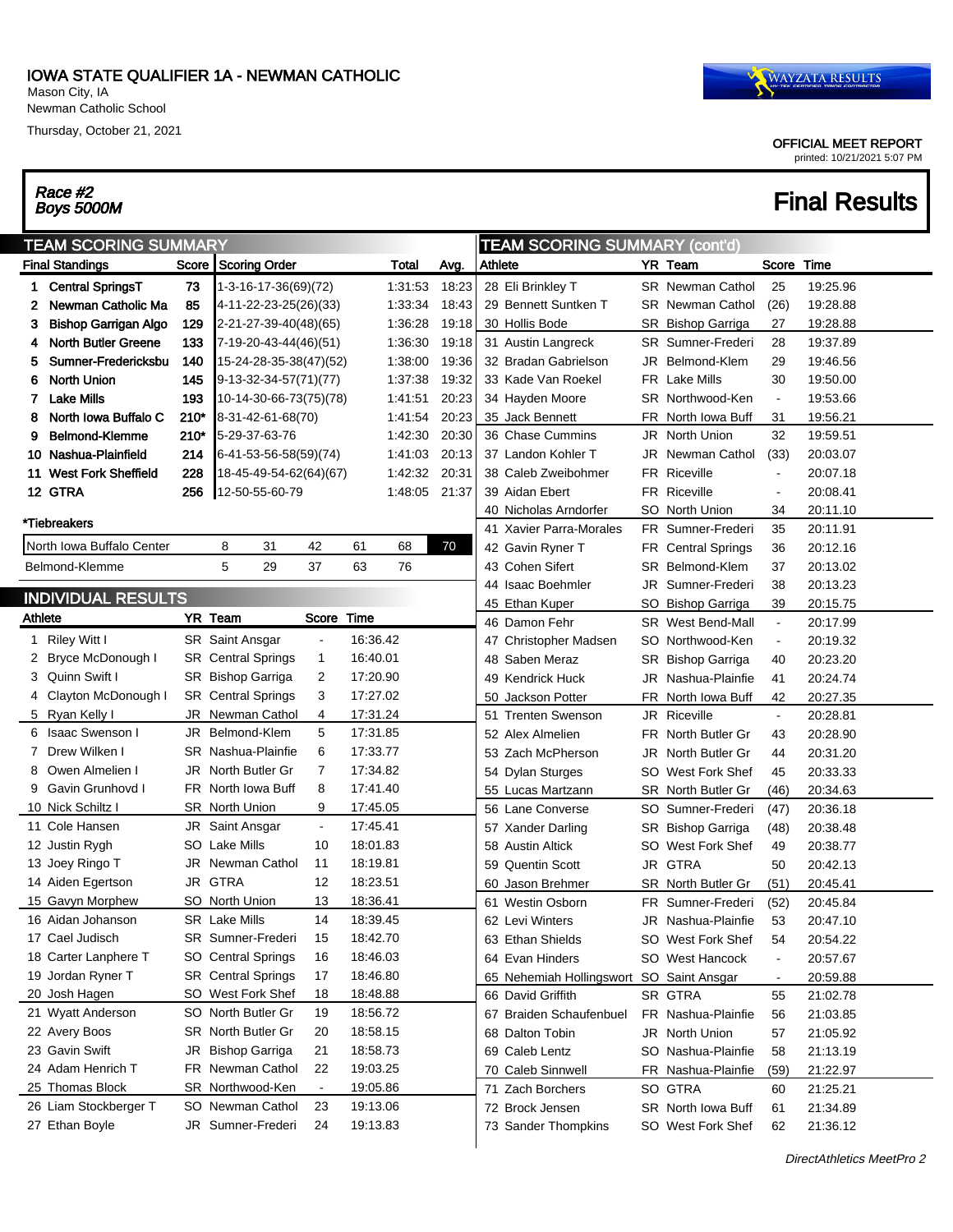# IOWA STATE QUALIFIER 1A - NEWMAN CATHOLIC

Mason City, IA
Newman Catholic School
Thursday, October 21, 2021

OFFICIAL MEET REPORT
printed: 10/21/2021 5:07 PM

## Race #2 Boys 5000M — Final Results

### TEAM SCORING SUMMARY

| Final Standings | Score | Scoring Order | Total | Avg. |
|---|---|---|---|---|
| 1 Central SpringsT | 73 | 1-3-16-17-36(69)(72) | 1:31:53 | 18:23 |
| 2 Newman Catholic Ma | 85 | 4-11-22-23-25(26)(33) | 1:33:34 | 18:43 |
| 3 Bishop Garrigan Algo | 129 | 2-21-27-39-40(48)(65) | 1:36:28 | 19:18 |
| 4 North Butler Greene | 133 | 7-19-20-43-44(46)(51) | 1:36:30 | 19:18 |
| 5 Sumner-Fredericksbu | 140 | 15-24-28-35-38(47)(52) | 1:38:00 | 19:36 |
| 6 North Union | 145 | 9-13-32-34-57(71)(77) | 1:37:38 | 19:32 |
| 7 Lake Mills | 193 | 10-14-30-66-73(75)(78) | 1:41:51 | 20:23 |
| 8 North Iowa Buffalo C | 210* | 8-31-42-61-68(70) | 1:41:54 | 20:23 |
| 9 Belmond-Klemme | 210* | 5-29-37-63-76 | 1:42:30 | 20:30 |
| 10 Nashua-Plainfield | 214 | 6-41-53-56-58(59)(74) | 1:41:03 | 20:13 |
| 11 West Fork Sheffield | 228 | 18-45-49-54-62(64)(67) | 1:42:32 | 20:31 |
| 12 GTRA | 256 | 12-50-55-60-79 | 1:48:05 | 21:37 |

*Tiebreakers

| Team | | | | | | |
|---|---|---|---|---|---|---|
| North Iowa Buffalo Center | 8 | 31 | 42 | 61 | 68 | 70 |
| Belmond-Klemme | 5 | 29 | 37 | 63 | 76 | |

### INDIVIDUAL RESULTS

| Athlete | YR | Team | Score | Time |
|---|---|---|---|---|
| 1 Riley Witt I | SR | Saint Ansgar | - | 16:36.42 |
| 2 Bryce McDonough I | SR | Central Springs | 1 | 16:40.01 |
| 3 Quinn Swift I | SR | Bishop Garriga | 2 | 17:20.90 |
| 4 Clayton McDonough I | SR | Central Springs | 3 | 17:27.02 |
| 5 Ryan Kelly I | JR | Newman Cathol | 4 | 17:31.24 |
| 6 Isaac Swenson I | JR | Belmond-Klem | 5 | 17:31.85 |
| 7 Drew Wilken I | SR | Nashua-Plainfie | 6 | 17:33.77 |
| 8 Owen Almelien I | JR | North Butler Gr | 7 | 17:34.82 |
| 9 Gavin Grunhovd I | FR | North Iowa Buff | 8 | 17:41.40 |
| 10 Nick Schiltz I | SR | North Union | 9 | 17:45.05 |
| 11 Cole Hansen | JR | Saint Ansgar | - | 17:45.41 |
| 12 Justin Rygh | SO | Lake Mills | 10 | 18:01.83 |
| 13 Joey Ringo T | JR | Newman Cathol | 11 | 18:19.81 |
| 14 Aiden Egertson | JR | GTRA | 12 | 18:23.51 |
| 15 Gavyn Morphew | SO | North Union | 13 | 18:36.41 |
| 16 Aidan Johanson | SR | Lake Mills | 14 | 18:39.45 |
| 17 Cael Judisch | SR | Sumner-Frederi | 15 | 18:42.70 |
| 18 Carter Lanphere T | SO | Central Springs | 16 | 18:46.03 |
| 19 Jordan Ryner T | SR | Central Springs | 17 | 18:46.80 |
| 20 Josh Hagen | SO | West Fork Shef | 18 | 18:48.88 |
| 21 Wyatt Anderson | SO | North Butler Gr | 19 | 18:56.72 |
| 22 Avery Boos | SR | North Butler Gr | 20 | 18:58.15 |
| 23 Gavin Swift | JR | Bishop Garriga | 21 | 18:58.73 |
| 24 Adam Henrich T | FR | Newman Cathol | 22 | 19:03.25 |
| 25 Thomas Block | SR | Northwood-Ken | - | 19:05.86 |
| 26 Liam Stockberger T | SO | Newman Cathol | 23 | 19:13.06 |
| 27 Ethan Boyle | JR | Sumner-Frederi | 24 | 19:13.83 |
| 28 Eli Brinkley T | SR | Newman Cathol | 25 | 19:25.96 |
| 29 Bennett Suntken T | SR | Newman Cathol | (26) | 19:28.88 |
| 30 Hollis Bode | SR | Bishop Garriga | 27 | 19:28.88 |
| 31 Austin Langreck | SR | Sumner-Frederi | 28 | 19:37.89 |
| 32 Bradan Gabrielson | JR | Belmond-Klem | 29 | 19:46.56 |
| 33 Kade Van Roekel | FR | Lake Mills | 30 | 19:50.00 |
| 34 Hayden Moore | SR | Northwood-Ken | - | 19:53.66 |
| 35 Jack Bennett | FR | North Iowa Buff | 31 | 19:56.21 |
| 36 Chase Cummins | JR | North Union | 32 | 19:59.51 |
| 37 Landon Kohler T | JR | Newman Cathol | (33) | 20:03.07 |
| 38 Caleb Zweibohmer | FR | Riceville | - | 20:07.18 |
| 39 Aidan Ebert | FR | Riceville | - | 20:08.41 |
| 40 Nicholas Arndorfer | SO | North Union | 34 | 20:11.10 |
| 41 Xavier Parra-Morales | FR | Sumner-Frederi | 35 | 20:11.91 |
| 42 Gavin Ryner T | FR | Central Springs | 36 | 20:12.16 |
| 43 Cohen Sifert | SR | Belmond-Klem | 37 | 20:13.02 |
| 44 Isaac Boehmler | JR | Sumner-Frederi | 38 | 20:13.23 |
| 45 Ethan Kuper | SO | Bishop Garriga | 39 | 20:15.75 |
| 46 Damon Fehr | SR | West Bend-Mall | - | 20:17.99 |
| 47 Christopher Madsen | SO | Northwood-Ken | - | 20:19.32 |
| 48 Saben Meraz | SR | Bishop Garriga | 40 | 20:23.20 |
| 49 Kendrick Huck | JR | Nashua-Plainfie | 41 | 20:24.74 |
| 50 Jackson Potter | FR | North Iowa Buff | 42 | 20:27.35 |
| 51 Trenten Swenson | JR | Riceville | - | 20:28.81 |
| 52 Alex Almelien | FR | North Butler Gr | 43 | 20:28.90 |
| 53 Zach McPherson | JR | North Butler Gr | 44 | 20:31.20 |
| 54 Dylan Sturges | SO | West Fork Shef | 45 | 20:33.33 |
| 55 Lucas Martzann | SR | North Butler Gr | (46) | 20:34.63 |
| 56 Lane Converse | SO | Sumner-Frederi | (47) | 20:36.18 |
| 57 Xander Darling | SR | Bishop Garriga | (48) | 20:38.48 |
| 58 Austin Altick | SO | West Fork Shef | 49 | 20:38.77 |
| 59 Quentin Scott | JR | GTRA | 50 | 20:42.13 |
| 60 Jason Brehmer | SR | North Butler Gr | (51) | 20:45.41 |
| 61 Westin Osborn | FR | Sumner-Frederi | (52) | 20:45.84 |
| 62 Levi Winters | JR | Nashua-Plainfie | 53 | 20:47.10 |
| 63 Ethan Shields | SO | West Fork Shef | 54 | 20:54.22 |
| 64 Evan Hinders | SO | West Hancock | - | 20:57.67 |
| 65 Nehemiah Hollingswort | SO | Saint Ansgar | - | 20:59.88 |
| 66 David Griffith | SR | GTRA | 55 | 21:02.78 |
| 67 Braiden Schaufenbuel | FR | Nashua-Plainfie | 56 | 21:03.85 |
| 68 Dalton Tobin | JR | North Union | 57 | 21:05.92 |
| 69 Caleb Lentz | SO | Nashua-Plainfie | 58 | 21:13.19 |
| 70 Caleb Sinnwell | FR | Nashua-Plainfie | (59) | 21:22.97 |
| 71 Zach Borchers | SO | GTRA | 60 | 21:25.21 |
| 72 Brock Jensen | SR | North Iowa Buff | 61 | 21:34.89 |
| 73 Sander Thompkins | SO | West Fork Shef | 62 | 21:36.12 |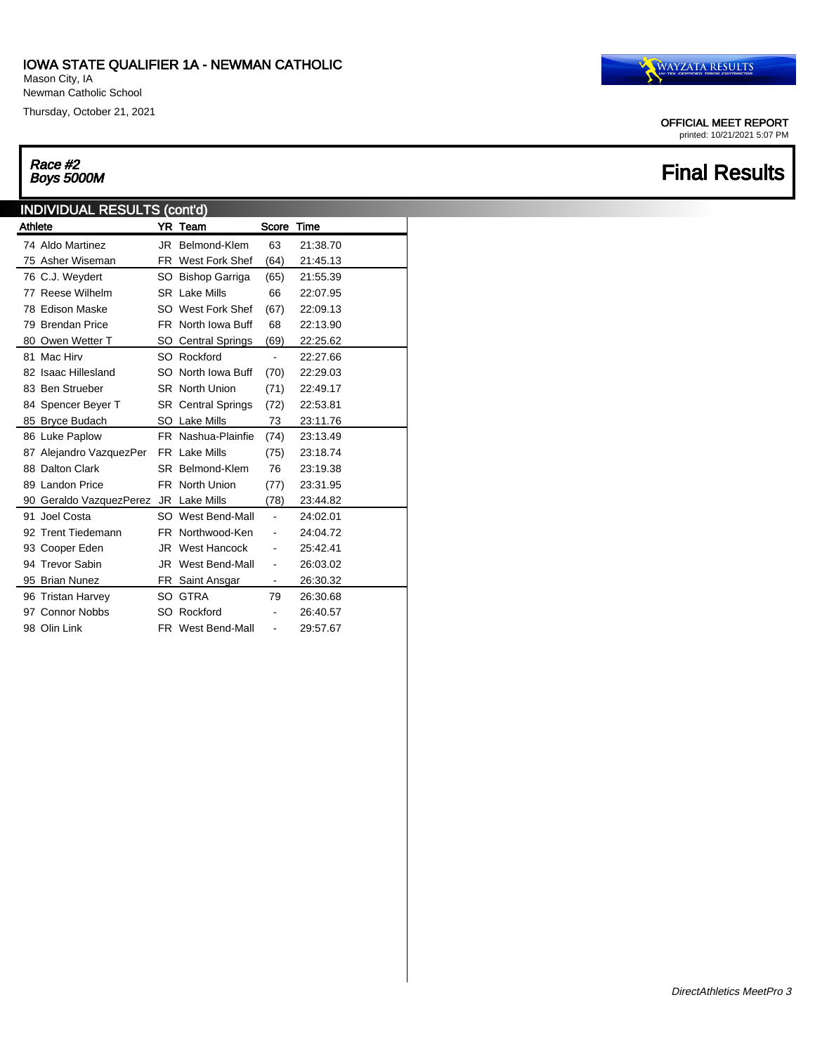# IOWA STATE QUALIFIER 1A - NEWMAN CATHOLIC

Mason City, IA
Newman Catholic School

Thursday, October 21, 2021

OFFICIAL MEET REPORT
printed: 10/21/2021 5:07 PM

***Race #2***
***Boys 5000M***

## Final Results

### INDIVIDUAL RESULTS (cont'd)

| Athlete | YR | Team | Score | Time |
|---|---|---|---|---|
| 74 Aldo Martinez | JR | Belmond-Klem | 63 | 21:38.70 |
| 75 Asher Wiseman | FR | West Fork Shef | (64) | 21:45.13 |
| 76 C.J. Weydert | SO | Bishop Garriga | (65) | 21:55.39 |
| 77 Reese Wilhelm | SR | Lake Mills | 66 | 22:07.95 |
| 78 Edison Maske | SO | West Fork Shef | (67) | 22:09.13 |
| 79 Brendan Price | FR | North Iowa Buff | 68 | 22:13.90 |
| 80 Owen Wetter T | SO | Central Springs | (69) | 22:25.62 |
| 81 Mac Hirv | SO | Rockford | - | 22:27.66 |
| 82 Isaac Hillesland | SO | North Iowa Buff | (70) | 22:29.03 |
| 83 Ben Strueber | SR | North Union | (71) | 22:49.17 |
| 84 Spencer Beyer T | SR | Central Springs | (72) | 22:53.81 |
| 85 Bryce Budach | SO | Lake Mills | 73 | 23:11.76 |
| 86 Luke Paplow | FR | Nashua-Plainfie | (74) | 23:13.49 |
| 87 Alejandro VazquezPer | FR | Lake Mills | (75) | 23:18.74 |
| 88 Dalton Clark | SR | Belmond-Klem | 76 | 23:19.38 |
| 89 Landon Price | FR | North Union | (77) | 23:31.95 |
| 90 Geraldo VazquezPerez | JR | Lake Mills | (78) | 23:44.82 |
| 91 Joel Costa | SO | West Bend-Mall | - | 24:02.01 |
| 92 Trent Tiedemann | FR | Northwood-Ken | - | 24:04.72 |
| 93 Cooper Eden | JR | West Hancock | - | 25:42.41 |
| 94 Trevor Sabin | JR | West Bend-Mall | - | 26:03.02 |
| 95 Brian Nunez | FR | Saint Ansgar | - | 26:30.32 |
| 96 Tristan Harvey | SO | GTRA | 79 | 26:30.68 |
| 97 Connor Nobbs | SO | Rockford | - | 26:40.57 |
| 98 Olin Link | FR | West Bend-Mall | - | 29:57.67 |

*DirectAthletics MeetPro 3*